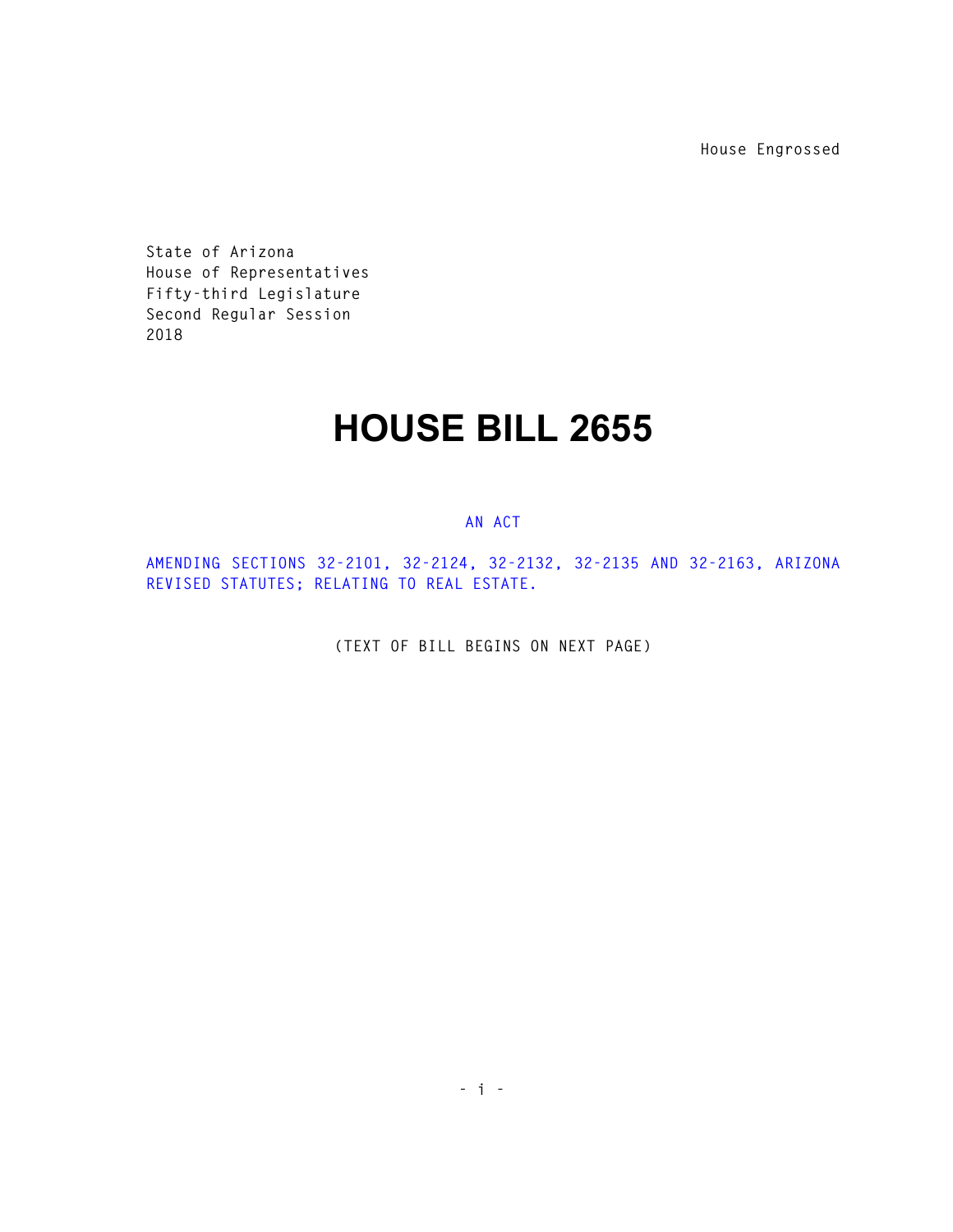House Engrossed

State of Arizona
House of Representatives
Fifty-third Legislature
Second Regular Session
2018

# HOUSE BILL 2655

AN ACT

AMENDING SECTIONS 32-2101, 32-2124, 32-2132, 32-2135 AND 32-2163, ARIZONA REVISED STATUTES; RELATING TO REAL ESTATE.

(TEXT OF BILL BEGINS ON NEXT PAGE)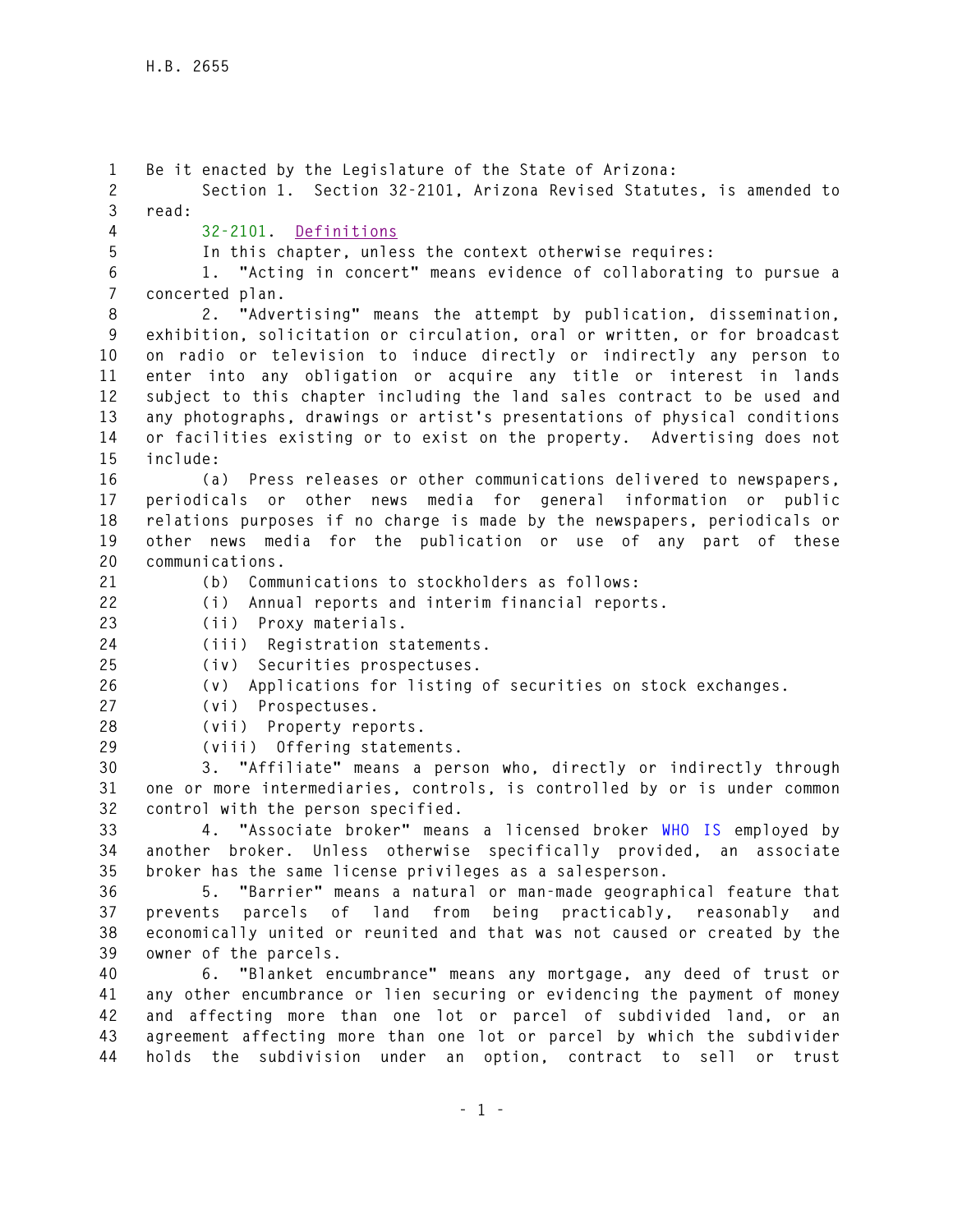Be it enacted by the Legislature of the State of Arizona:

Section 1. Section 32-2101, Arizona Revised Statutes, is amended to read:

32-2101. Definitions

In this chapter, unless the context otherwise requires:

1. "Acting in concert" means evidence of collaborating to pursue a concerted plan.

2. "Advertising" means the attempt by publication, dissemination, exhibition, solicitation or circulation, oral or written, or for broadcast on radio or television to induce directly or indirectly any person to enter into any obligation or acquire any title or interest in lands subject to this chapter including the land sales contract to be used and any photographs, drawings or artist's presentations of physical conditions or facilities existing or to exist on the property. Advertising does not include:

(a) Press releases or other communications delivered to newspapers, periodicals or other news media for general information or public relations purposes if no charge is made by the newspapers, periodicals or other news media for the publication or use of any part of these communications.

(b) Communications to stockholders as follows:

(i) Annual reports and interim financial reports.

(ii) Proxy materials.

(iii) Registration statements.

(iv) Securities prospectuses.

(v) Applications for listing of securities on stock exchanges.

(vi) Prospectuses.

(vii) Property reports.

(viii) Offering statements.

3. "Affiliate" means a person who, directly or indirectly through one or more intermediaries, controls, is controlled by or is under common control with the person specified.

4. "Associate broker" means a licensed broker WHO IS employed by another broker. Unless otherwise specifically provided, an associate broker has the same license privileges as a salesperson.

5. "Barrier" means a natural or man-made geographical feature that prevents parcels of land from being practicably, reasonably and economically united or reunited and that was not caused or created by the owner of the parcels.

6. "Blanket encumbrance" means any mortgage, any deed of trust or any other encumbrance or lien securing or evidencing the payment of money and affecting more than one lot or parcel of subdivided land, or an agreement affecting more than one lot or parcel by which the subdivider holds the subdivision under an option, contract to sell or trust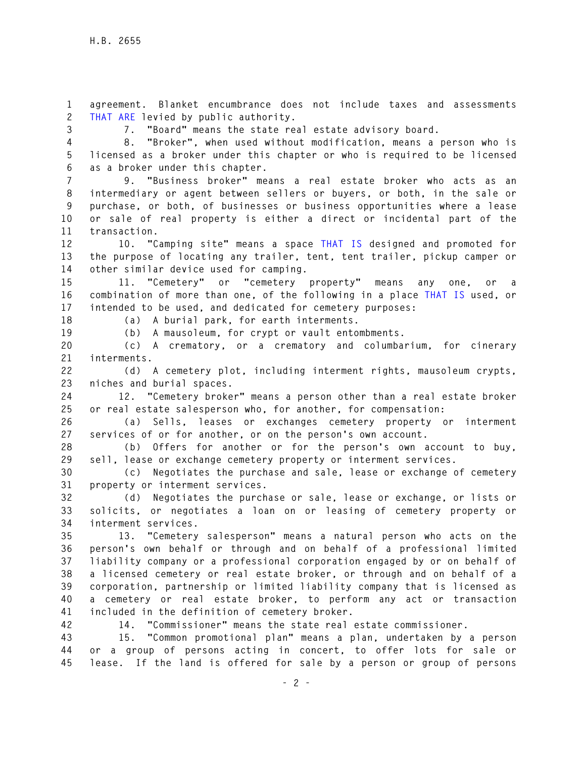agreement. Blanket encumbrance does not include taxes and assessments THAT ARE levied by public authority.

7. "Board" means the state real estate advisory board.

8. "Broker", when used without modification, means a person who is licensed as a broker under this chapter or who is required to be licensed as a broker under this chapter.

9. "Business broker" means a real estate broker who acts as an intermediary or agent between sellers or buyers, or both, in the sale or purchase, or both, of businesses or business opportunities where a lease or sale of real property is either a direct or incidental part of the transaction.

10. "Camping site" means a space THAT IS designed and promoted for the purpose of locating any trailer, tent, tent trailer, pickup camper or other similar device used for camping.

11. "Cemetery" or "cemetery property" means any one, or a combination of more than one, of the following in a place THAT IS used, or intended to be used, and dedicated for cemetery purposes:

(a) A burial park, for earth interments.

(b) A mausoleum, for crypt or vault entombments.

(c) A crematory, or a crematory and columbarium, for cinerary interments.

(d) A cemetery plot, including interment rights, mausoleum crypts, niches and burial spaces.

12. "Cemetery broker" means a person other than a real estate broker or real estate salesperson who, for another, for compensation:

(a) Sells, leases or exchanges cemetery property or interment services of or for another, or on the person's own account.

(b) Offers for another or for the person's own account to buy, sell, lease or exchange cemetery property or interment services.

(c) Negotiates the purchase and sale, lease or exchange of cemetery property or interment services.

(d) Negotiates the purchase or sale, lease or exchange, or lists or solicits, or negotiates a loan on or leasing of cemetery property or interment services.

13. "Cemetery salesperson" means a natural person who acts on the person's own behalf or through and on behalf of a professional limited liability company or a professional corporation engaged by or on behalf of a licensed cemetery or real estate broker, or through and on behalf of a corporation, partnership or limited liability company that is licensed as a cemetery or real estate broker, to perform any act or transaction included in the definition of cemetery broker.

14. "Commissioner" means the state real estate commissioner.

15. "Common promotional plan" means a plan, undertaken by a person or a group of persons acting in concert, to offer lots for sale or lease. If the land is offered for sale by a person or group of persons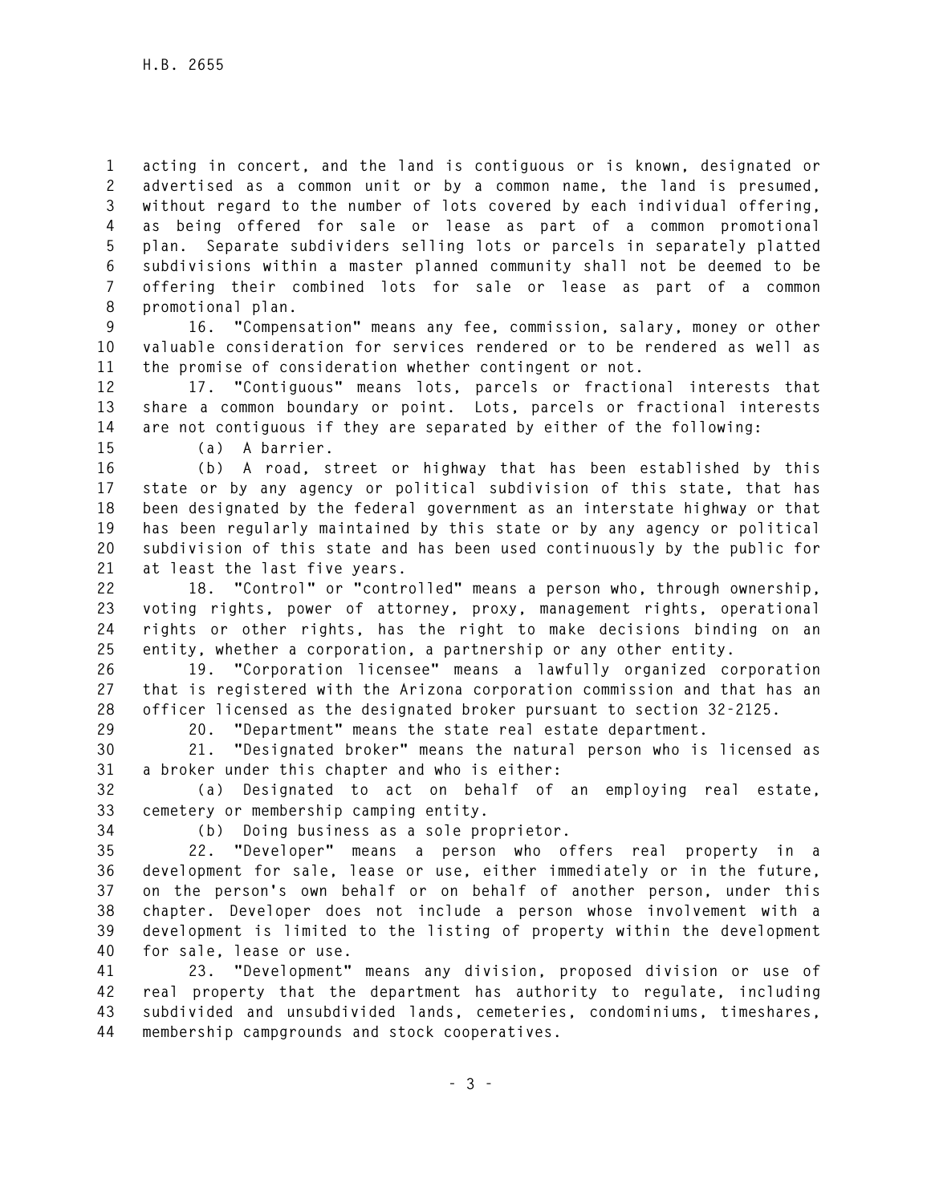acting in concert, and the land is contiguous or is known, designated or advertised as a common unit or by a common name, the land is presumed, without regard to the number of lots covered by each individual offering, as being offered for sale or lease as part of a common promotional plan. Separate subdividers selling lots or parcels in separately platted subdivisions within a master planned community shall not be deemed to be offering their combined lots for sale or lease as part of a common promotional plan.

16. "Compensation" means any fee, commission, salary, money or other valuable consideration for services rendered or to be rendered as well as the promise of consideration whether contingent or not.

17. "Contiguous" means lots, parcels or fractional interests that share a common boundary or point. Lots, parcels or fractional interests are not contiguous if they are separated by either of the following:

(a) A barrier.

(b) A road, street or highway that has been established by this state or by any agency or political subdivision of this state, that has been designated by the federal government as an interstate highway or that has been regularly maintained by this state or by any agency or political subdivision of this state and has been used continuously by the public for at least the last five years.

18. "Control" or "controlled" means a person who, through ownership, voting rights, power of attorney, proxy, management rights, operational rights or other rights, has the right to make decisions binding on an entity, whether a corporation, a partnership or any other entity.

19. "Corporation licensee" means a lawfully organized corporation that is registered with the Arizona corporation commission and that has an officer licensed as the designated broker pursuant to section 32-2125.

20. "Department" means the state real estate department.

21. "Designated broker" means the natural person who is licensed as a broker under this chapter and who is either:

(a) Designated to act on behalf of an employing real estate, cemetery or membership camping entity.

(b) Doing business as a sole proprietor.

22. "Developer" means a person who offers real property in a development for sale, lease or use, either immediately or in the future, on the person's own behalf or on behalf of another person, under this chapter. Developer does not include a person whose involvement with a development is limited to the listing of property within the development for sale, lease or use.

23. "Development" means any division, proposed division or use of real property that the department has authority to regulate, including subdivided and unsubdivided lands, cemeteries, condominiums, timeshares, membership campgrounds and stock cooperatives.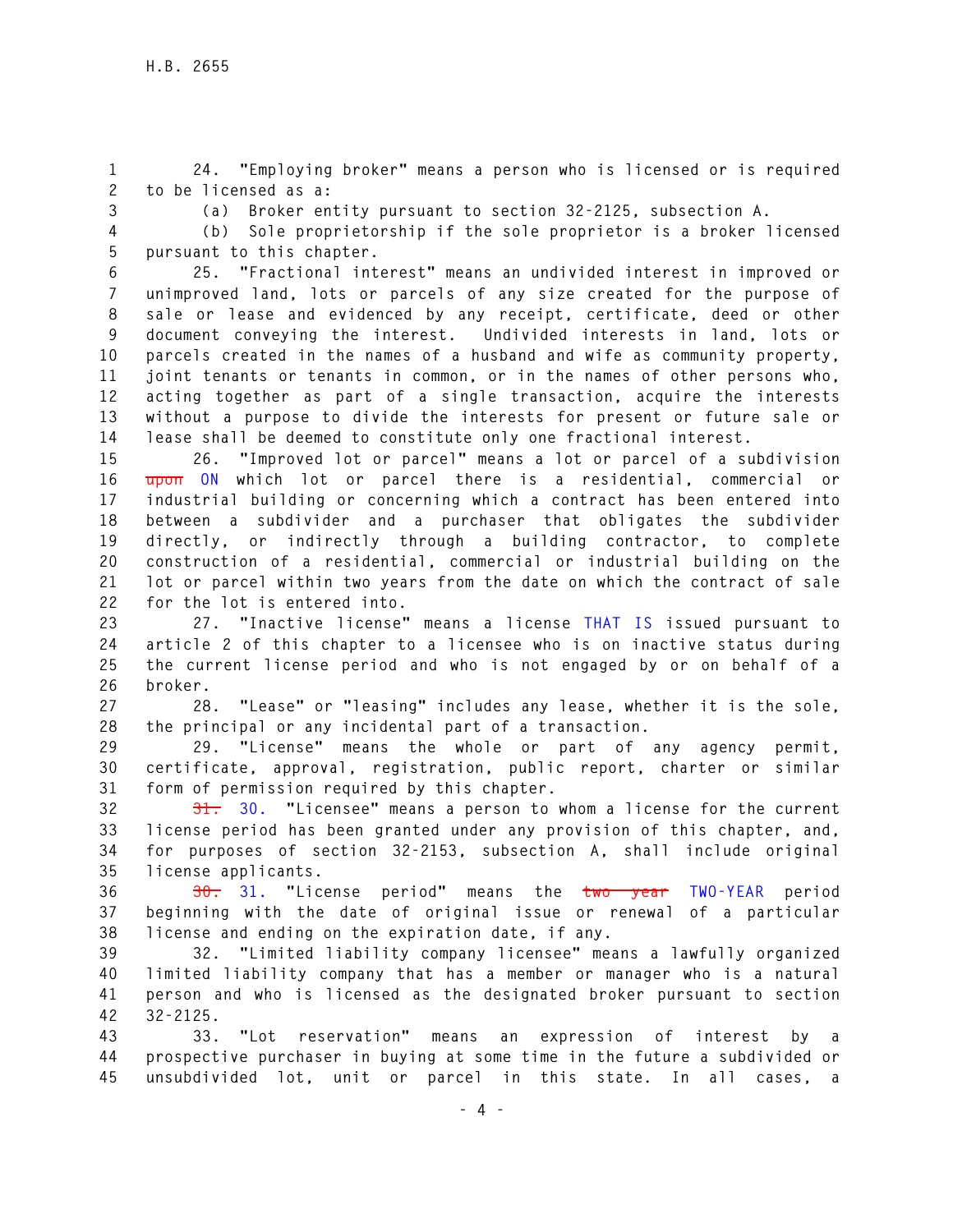24. "Employing broker" means a person who is licensed or is required to be licensed as a:

(a) Broker entity pursuant to section 32-2125, subsection A.

(b) Sole proprietorship if the sole proprietor is a broker licensed pursuant to this chapter.

25. "Fractional interest" means an undivided interest in improved or unimproved land, lots or parcels of any size created for the purpose of sale or lease and evidenced by any receipt, certificate, deed or other document conveying the interest. Undivided interests in land, lots or parcels created in the names of a husband and wife as community property, joint tenants or tenants in common, or in the names of other persons who, acting together as part of a single transaction, acquire the interests without a purpose to divide the interests for present or future sale or lease shall be deemed to constitute only one fractional interest.

26. "Improved lot or parcel" means a lot or parcel of a subdivision ~~upon~~ ON which lot or parcel there is a residential, commercial or industrial building or concerning which a contract has been entered into between a subdivider and a purchaser that obligates the subdivider directly, or indirectly through a building contractor, to complete construction of a residential, commercial or industrial building on the lot or parcel within two years from the date on which the contract of sale for the lot is entered into.

27. "Inactive license" means a license THAT IS issued pursuant to article 2 of this chapter to a licensee who is on inactive status during the current license period and who is not engaged by or on behalf of a broker.

28. "Lease" or "leasing" includes any lease, whether it is the sole, the principal or any incidental part of a transaction.

29. "License" means the whole or part of any agency permit, certificate, approval, registration, public report, charter or similar form of permission required by this chapter.

~~31.~~ 30. "Licensee" means a person to whom a license for the current license period has been granted under any provision of this chapter, and, for purposes of section 32-2153, subsection A, shall include original license applicants.

~~30.~~ 31. "License period" means the ~~two year~~ TWO-YEAR period beginning with the date of original issue or renewal of a particular license and ending on the expiration date, if any.

32. "Limited liability company licensee" means a lawfully organized limited liability company that has a member or manager who is a natural person and who is licensed as the designated broker pursuant to section 32-2125.

33. "Lot reservation" means an expression of interest by a prospective purchaser in buying at some time in the future a subdivided or unsubdivided lot, unit or parcel in this state. In all cases, a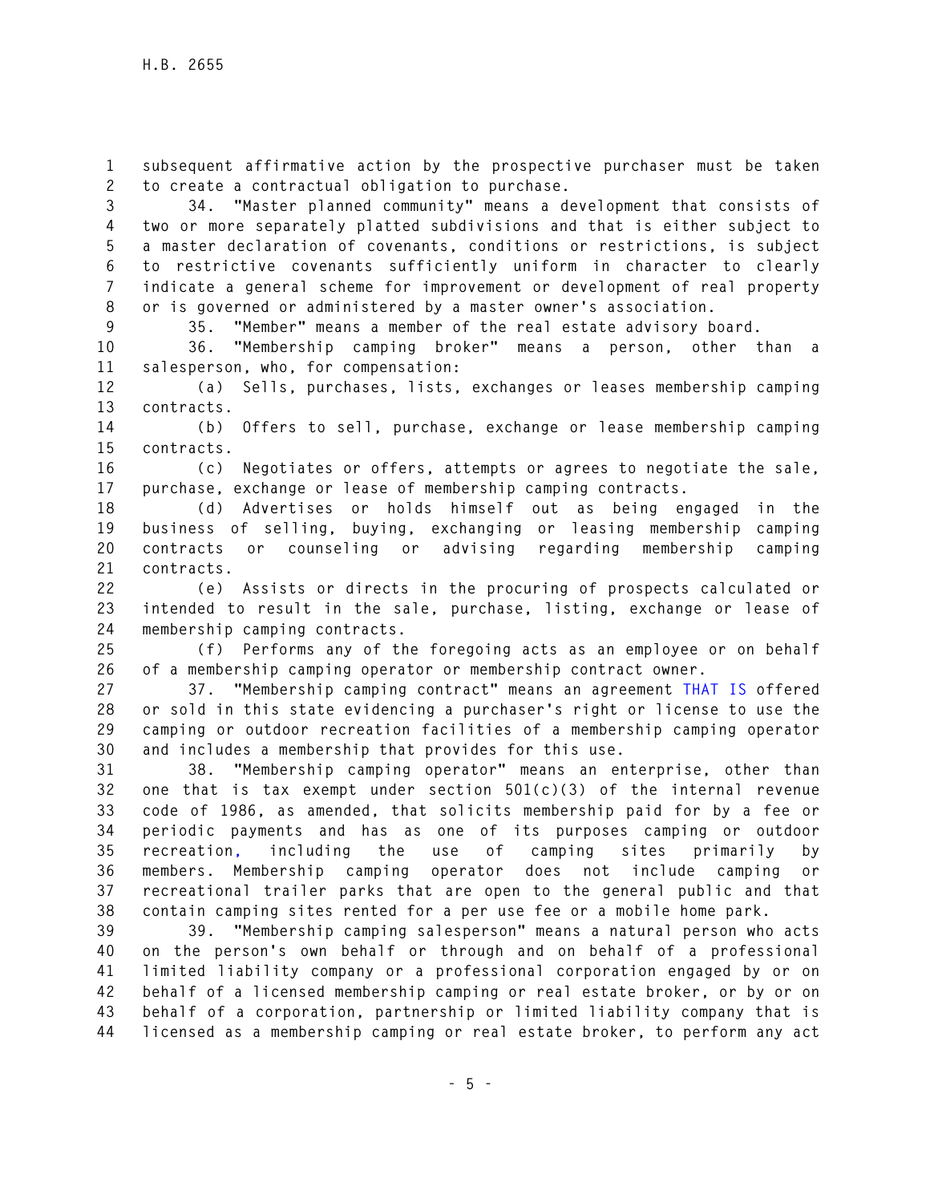subsequent affirmative action by the prospective purchaser must be taken to create a contractual obligation to purchase.

34. "Master planned community" means a development that consists of two or more separately platted subdivisions and that is either subject to a master declaration of covenants, conditions or restrictions, is subject to restrictive covenants sufficiently uniform in character to clearly indicate a general scheme for improvement or development of real property or is governed or administered by a master owner's association.

35. "Member" means a member of the real estate advisory board.

36. "Membership camping broker" means a person, other than a salesperson, who, for compensation:

(a) Sells, purchases, lists, exchanges or leases membership camping contracts.

(b) Offers to sell, purchase, exchange or lease membership camping contracts.

(c) Negotiates or offers, attempts or agrees to negotiate the sale, purchase, exchange or lease of membership camping contracts.

(d) Advertises or holds himself out as being engaged in the business of selling, buying, exchanging or leasing membership camping contracts or counseling or advising regarding membership camping contracts.

(e) Assists or directs in the procuring of prospects calculated or intended to result in the sale, purchase, listing, exchange or lease of membership camping contracts.

(f) Performs any of the foregoing acts as an employee or on behalf of a membership camping operator or membership contract owner.

37. "Membership camping contract" means an agreement THAT IS offered or sold in this state evidencing a purchaser's right or license to use the camping or outdoor recreation facilities of a membership camping operator and includes a membership that provides for this use.

38. "Membership camping operator" means an enterprise, other than one that is tax exempt under section 501(c)(3) of the internal revenue code of 1986, as amended, that solicits membership paid for by a fee or periodic payments and has as one of its purposes camping or outdoor recreation, including the use of camping sites primarily by members. Membership camping operator does not include camping or recreational trailer parks that are open to the general public and that contain camping sites rented for a per use fee or a mobile home park.

39. "Membership camping salesperson" means a natural person who acts on the person's own behalf or through and on behalf of a professional limited liability company or a professional corporation engaged by or on behalf of a licensed membership camping or real estate broker, or by or on behalf of a corporation, partnership or limited liability company that is licensed as a membership camping or real estate broker, to perform any act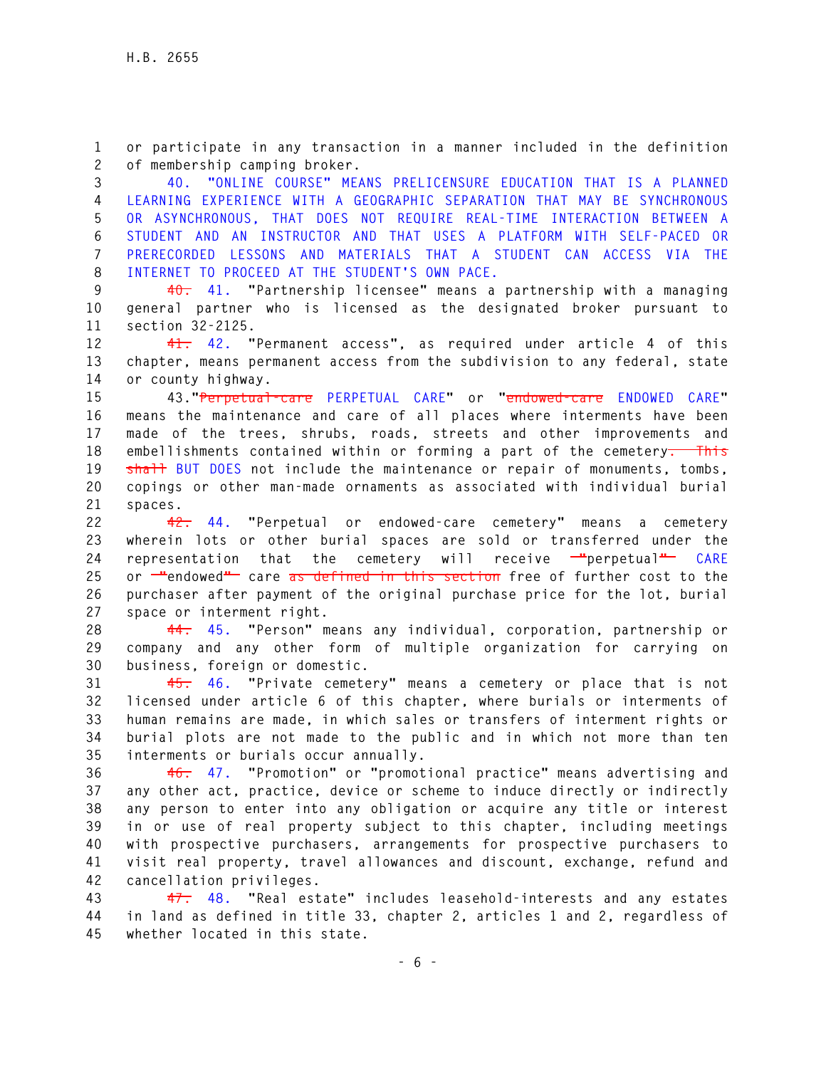or participate in any transaction in a manner included in the definition of membership camping broker.

40. "ONLINE COURSE" MEANS PRELICENSURE EDUCATION THAT IS A PLANNED LEARNING EXPERIENCE WITH A GEOGRAPHIC SEPARATION THAT MAY BE SYNCHRONOUS OR ASYNCHRONOUS, THAT DOES NOT REQUIRE REAL-TIME INTERACTION BETWEEN A STUDENT AND AN INSTRUCTOR AND THAT USES A PLATFORM WITH SELF-PACED OR PRERECORDED LESSONS AND MATERIALS THAT A STUDENT CAN ACCESS VIA THE INTERNET TO PROCEED AT THE STUDENT'S OWN PACE.

~~40.~~ 41. "Partnership licensee" means a partnership with a managing general partner who is licensed as the designated broker pursuant to section 32-2125.

~~41.~~ 42. "Permanent access", as required under article 4 of this chapter, means permanent access from the subdivision to any federal, state or county highway.

43."~~Perpetual-care~~ PERPETUAL CARE" or "~~endowed-care~~ ENDOWED CARE" means the maintenance and care of all places where interments have been made of the trees, shrubs, roads, streets and other improvements and embellishments contained within or forming a part of the cemetery~~. This shall~~ BUT DOES not include the maintenance or repair of monuments, tombs, copings or other man-made ornaments as associated with individual burial spaces.

~~42.~~ 44. "Perpetual or endowed-care cemetery" means a cemetery wherein lots or other burial spaces are sold or transferred under the representation that the cemetery will receive ~~"~~perpetual~~"~~ CARE or ~~"~~endowed~~"~~ care ~~as defined in this section~~ free of further cost to the purchaser after payment of the original purchase price for the lot, burial space or interment right.

~~44.~~ 45. "Person" means any individual, corporation, partnership or company and any other form of multiple organization for carrying on business, foreign or domestic.

~~45.~~ 46. "Private cemetery" means a cemetery or place that is not licensed under article 6 of this chapter, where burials or interments of human remains are made, in which sales or transfers of interment rights or burial plots are not made to the public and in which not more than ten interments or burials occur annually.

~~46.~~ 47. "Promotion" or "promotional practice" means advertising and any other act, practice, device or scheme to induce directly or indirectly any person to enter into any obligation or acquire any title or interest in or use of real property subject to this chapter, including meetings with prospective purchasers, arrangements for prospective purchasers to visit real property, travel allowances and discount, exchange, refund and cancellation privileges.

~~47.~~ 48. "Real estate" includes leasehold-interests and any estates in land as defined in title 33, chapter 2, articles 1 and 2, regardless of whether located in this state.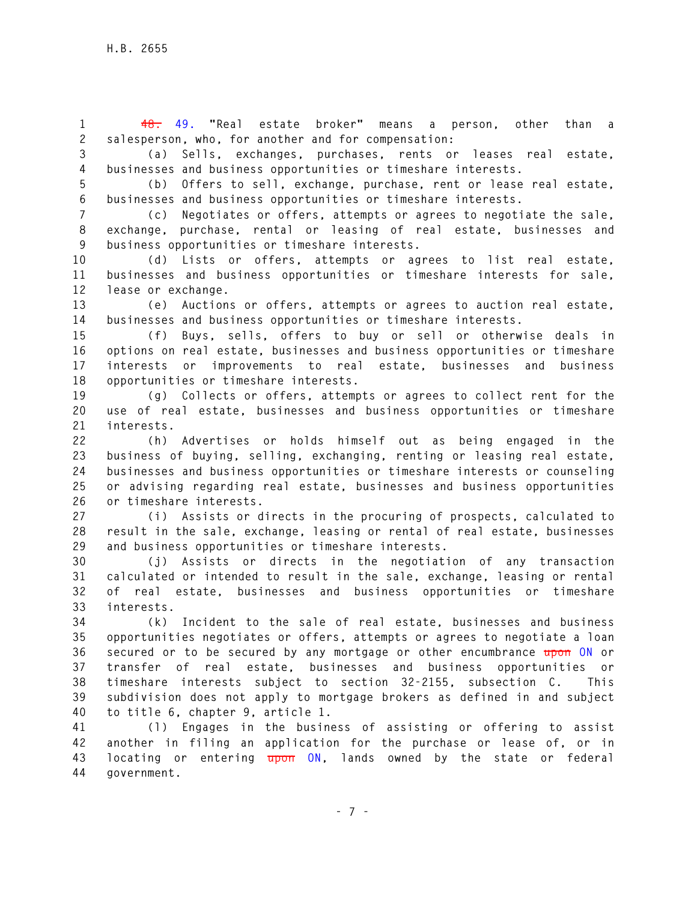~~48.~~ 49. "Real estate broker" means a person, other than a salesperson, who, for another and for compensation:

(a) Sells, exchanges, purchases, rents or leases real estate, businesses and business opportunities or timeshare interests.

(b) Offers to sell, exchange, purchase, rent or lease real estate, businesses and business opportunities or timeshare interests.

(c) Negotiates or offers, attempts or agrees to negotiate the sale, exchange, purchase, rental or leasing of real estate, businesses and business opportunities or timeshare interests.

(d) Lists or offers, attempts or agrees to list real estate, businesses and business opportunities or timeshare interests for sale, lease or exchange.

(e) Auctions or offers, attempts or agrees to auction real estate, businesses and business opportunities or timeshare interests.

(f) Buys, sells, offers to buy or sell or otherwise deals in options on real estate, businesses and business opportunities or timeshare interests or improvements to real estate, businesses and business opportunities or timeshare interests.

(g) Collects or offers, attempts or agrees to collect rent for the use of real estate, businesses and business opportunities or timeshare interests.

(h) Advertises or holds himself out as being engaged in the business of buying, selling, exchanging, renting or leasing real estate, businesses and business opportunities or timeshare interests or counseling or advising regarding real estate, businesses and business opportunities or timeshare interests.

(i) Assists or directs in the procuring of prospects, calculated to result in the sale, exchange, leasing or rental of real estate, businesses and business opportunities or timeshare interests.

(j) Assists or directs in the negotiation of any transaction calculated or intended to result in the sale, exchange, leasing or rental of real estate, businesses and business opportunities or timeshare interests.

(k) Incident to the sale of real estate, businesses and business opportunities negotiates or offers, attempts or agrees to negotiate a loan secured or to be secured by any mortgage or other encumbrance ~~upon~~ ON or transfer of real estate, businesses and business opportunities or timeshare interests subject to section 32-2155, subsection C. This subdivision does not apply to mortgage brokers as defined in and subject to title 6, chapter 9, article 1.

(l) Engages in the business of assisting or offering to assist another in filing an application for the purchase or lease of, or in locating or entering ~~upon~~ ON, lands owned by the state or federal government.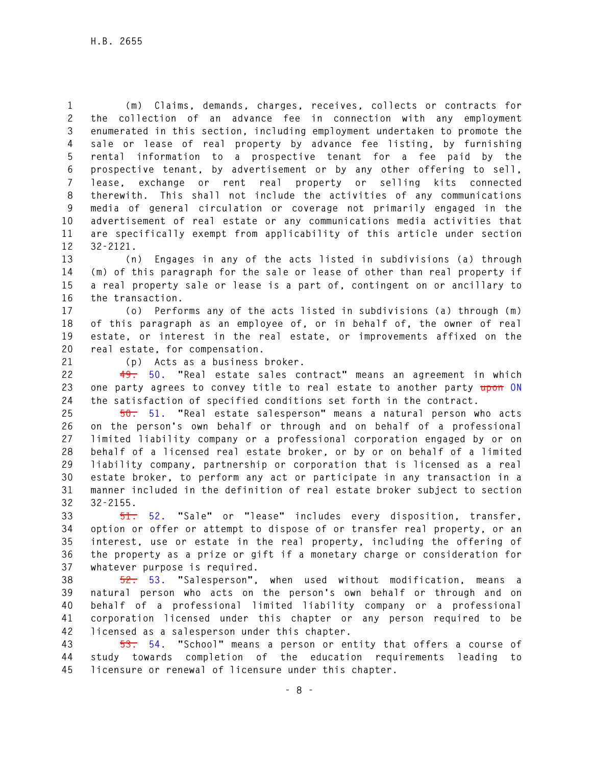(m) Claims, demands, charges, receives, collects or contracts for the collection of an advance fee in connection with any employment enumerated in this section, including employment undertaken to promote the sale or lease of real property by advance fee listing, by furnishing rental information to a prospective tenant for a fee paid by the prospective tenant, by advertisement or by any other offering to sell, lease, exchange or rent real property or selling kits connected therewith. This shall not include the activities of any communications media of general circulation or coverage not primarily engaged in the advertisement of real estate or any communications media activities that are specifically exempt from applicability of this article under section 32-2121.

(n) Engages in any of the acts listed in subdivisions (a) through (m) of this paragraph for the sale or lease of other than real property if a real property sale or lease is a part of, contingent on or ancillary to the transaction.

(o) Performs any of the acts listed in subdivisions (a) through (m) of this paragraph as an employee of, or in behalf of, the owner of real estate, or interest in the real estate, or improvements affixed on the real estate, for compensation.

(p) Acts as a business broker.

~~49.~~ 50. "Real estate sales contract" means an agreement in which one party agrees to convey title to real estate to another party ~~upon~~ ON the satisfaction of specified conditions set forth in the contract.

~~50.~~ 51. "Real estate salesperson" means a natural person who acts on the person's own behalf or through and on behalf of a professional limited liability company or a professional corporation engaged by or on behalf of a licensed real estate broker, or by or on behalf of a limited liability company, partnership or corporation that is licensed as a real estate broker, to perform any act or participate in any transaction in a manner included in the definition of real estate broker subject to section 32-2155.

~~51.~~ 52. "Sale" or "lease" includes every disposition, transfer, option or offer or attempt to dispose of or transfer real property, or an interest, use or estate in the real property, including the offering of the property as a prize or gift if a monetary charge or consideration for whatever purpose is required.

~~52.~~ 53. "Salesperson", when used without modification, means a natural person who acts on the person's own behalf or through and on behalf of a professional limited liability company or a professional corporation licensed under this chapter or any person required to be licensed as a salesperson under this chapter.

~~53.~~ 54. "School" means a person or entity that offers a course of study towards completion of the education requirements leading to licensure or renewal of licensure under this chapter.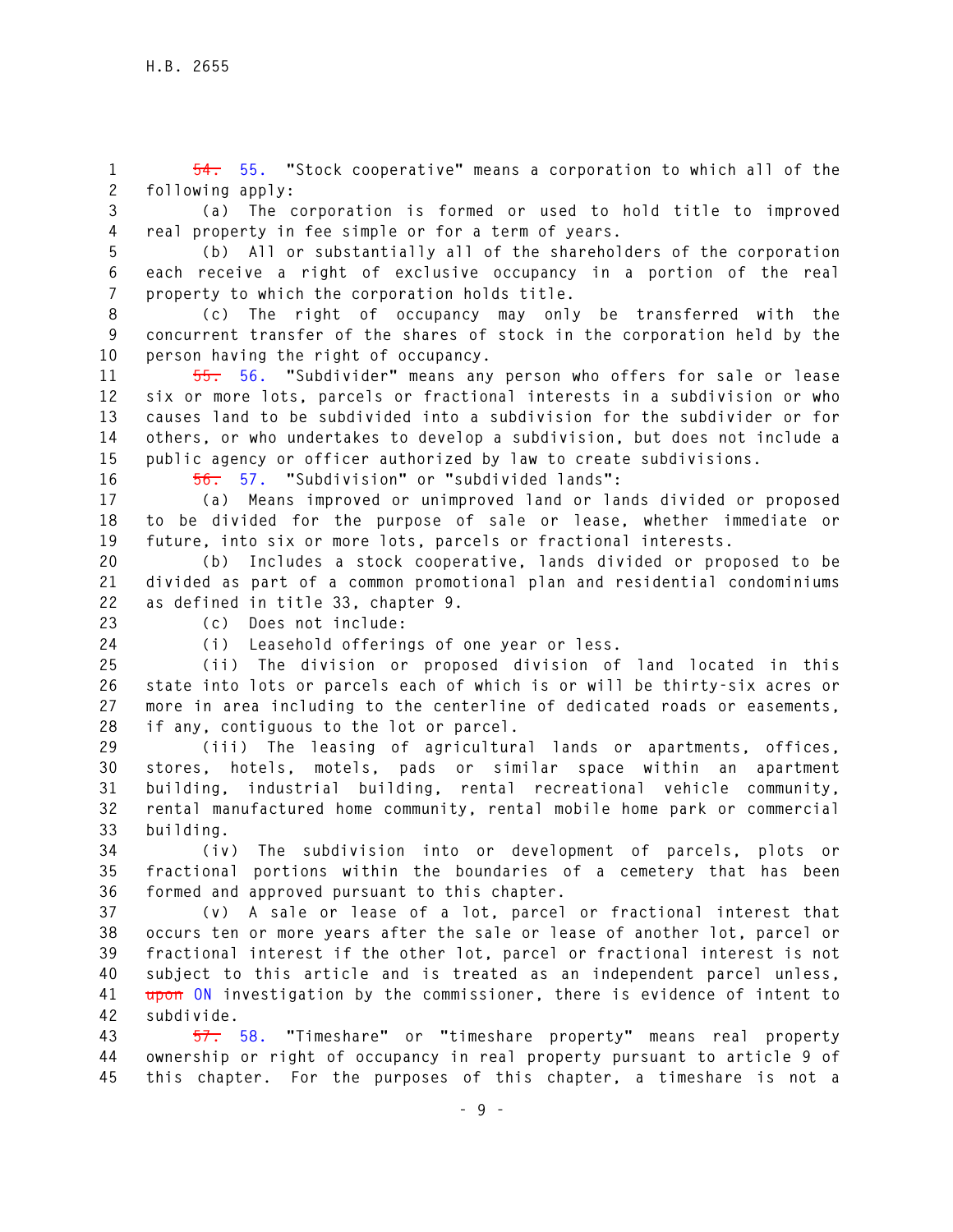~~54.~~ 55. "Stock cooperative" means a corporation to which all of the following apply:

(a) The corporation is formed or used to hold title to improved real property in fee simple or for a term of years.

(b) All or substantially all of the shareholders of the corporation each receive a right of exclusive occupancy in a portion of the real property to which the corporation holds title.

(c) The right of occupancy may only be transferred with the concurrent transfer of the shares of stock in the corporation held by the person having the right of occupancy.

~~55.~~ 56. "Subdivider" means any person who offers for sale or lease six or more lots, parcels or fractional interests in a subdivision or who causes land to be subdivided into a subdivision for the subdivider or for others, or who undertakes to develop a subdivision, but does not include a public agency or officer authorized by law to create subdivisions.

~~56.~~ 57. "Subdivision" or "subdivided lands":

(a) Means improved or unimproved land or lands divided or proposed to be divided for the purpose of sale or lease, whether immediate or future, into six or more lots, parcels or fractional interests.

(b) Includes a stock cooperative, lands divided or proposed to be divided as part of a common promotional plan and residential condominiums as defined in title 33, chapter 9.

(c) Does not include:

(i) Leasehold offerings of one year or less.

(ii) The division or proposed division of land located in this state into lots or parcels each of which is or will be thirty-six acres or more in area including to the centerline of dedicated roads or easements, if any, contiguous to the lot or parcel.

(iii) The leasing of agricultural lands or apartments, offices, stores, hotels, motels, pads or similar space within an apartment building, industrial building, rental recreational vehicle community, rental manufactured home community, rental mobile home park or commercial building.

(iv) The subdivision into or development of parcels, plots or fractional portions within the boundaries of a cemetery that has been formed and approved pursuant to this chapter.

(v) A sale or lease of a lot, parcel or fractional interest that occurs ten or more years after the sale or lease of another lot, parcel or fractional interest if the other lot, parcel or fractional interest is not subject to this article and is treated as an independent parcel unless, ~~upon~~ ON investigation by the commissioner, there is evidence of intent to subdivide.

~~57.~~ 58. "Timeshare" or "timeshare property" means real property ownership or right of occupancy in real property pursuant to article 9 of this chapter. For the purposes of this chapter, a timeshare is not a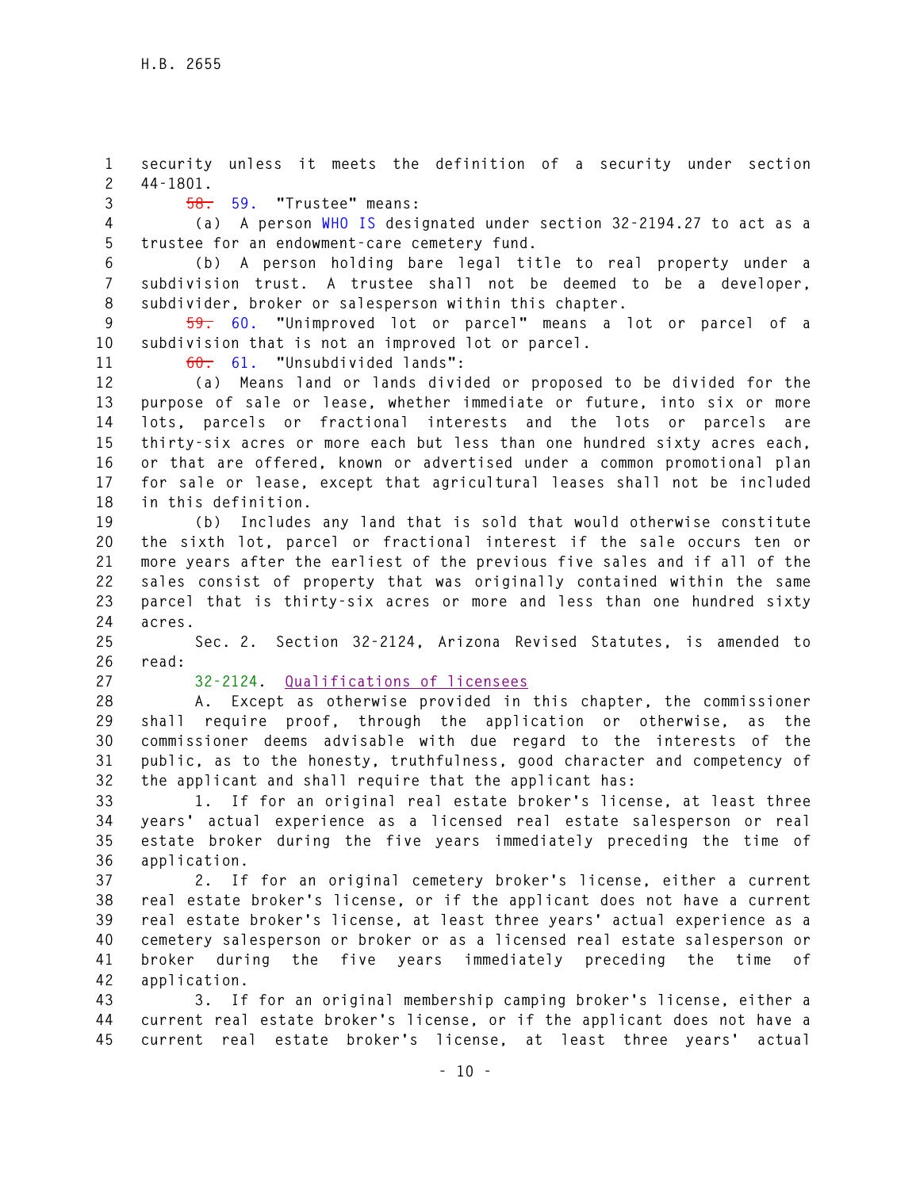security unless it meets the definition of a security under section 44-1801.

~~58.~~ 59. "Trustee" means:

(a) A person WHO IS designated under section 32-2194.27 to act as a trustee for an endowment-care cemetery fund.

(b) A person holding bare legal title to real property under a subdivision trust. A trustee shall not be deemed to be a developer, subdivider, broker or salesperson within this chapter.

~~59.~~ 60. "Unimproved lot or parcel" means a lot or parcel of a subdivision that is not an improved lot or parcel.

~~60.~~ 61. "Unsubdivided lands":

(a) Means land or lands divided or proposed to be divided for the purpose of sale or lease, whether immediate or future, into six or more lots, parcels or fractional interests and the lots or parcels are thirty-six acres or more each but less than one hundred sixty acres each, or that are offered, known or advertised under a common promotional plan for sale or lease, except that agricultural leases shall not be included in this definition.

(b) Includes any land that is sold that would otherwise constitute the sixth lot, parcel or fractional interest if the sale occurs ten or more years after the earliest of the previous five sales and if all of the sales consist of property that was originally contained within the same parcel that is thirty-six acres or more and less than one hundred sixty acres.

Sec. 2. Section 32-2124, Arizona Revised Statutes, is amended to read:

32-2124. Qualifications of licensees

A. Except as otherwise provided in this chapter, the commissioner shall require proof, through the application or otherwise, as the commissioner deems advisable with due regard to the interests of the public, as to the honesty, truthfulness, good character and competency of the applicant and shall require that the applicant has:

1. If for an original real estate broker's license, at least three years' actual experience as a licensed real estate salesperson or real estate broker during the five years immediately preceding the time of application.

2. If for an original cemetery broker's license, either a current real estate broker's license, or if the applicant does not have a current real estate broker's license, at least three years' actual experience as a cemetery salesperson or broker or as a licensed real estate salesperson or broker during the five years immediately preceding the time of application.

3. If for an original membership camping broker's license, either a current real estate broker's license, or if the applicant does not have a current real estate broker's license, at least three years' actual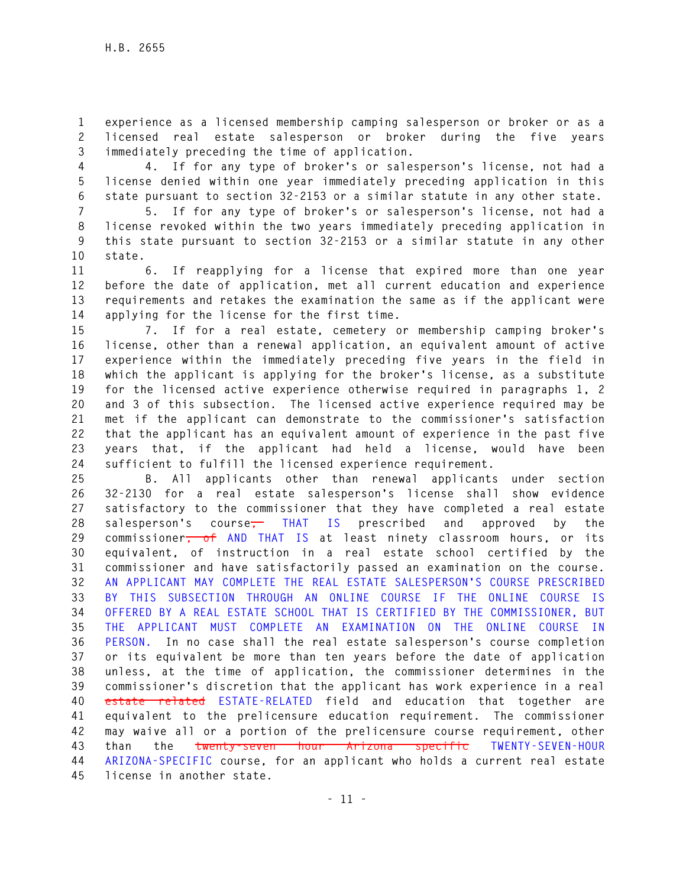experience as a licensed membership camping salesperson or broker or as a licensed real estate salesperson or broker during the five years immediately preceding the time of application.

4. If for any type of broker's or salesperson's license, not had a license denied within one year immediately preceding application in this state pursuant to section 32-2153 or a similar statute in any other state.

5. If for any type of broker's or salesperson's license, not had a license revoked within the two years immediately preceding application in this state pursuant to section 32-2153 or a similar statute in any other state.

6. If reapplying for a license that expired more than one year before the date of application, met all current education and experience requirements and retakes the examination the same as if the applicant were applying for the license for the first time.

7. If for a real estate, cemetery or membership camping broker's license, other than a renewal application, an equivalent amount of active experience within the immediately preceding five years in the field in which the applicant is applying for the broker's license, as a substitute for the licensed active experience otherwise required in paragraphs 1, 2 and 3 of this subsection. The licensed active experience required may be met if the applicant can demonstrate to the commissioner's satisfaction that the applicant has an equivalent amount of experience in the past five years that, if the applicant had held a license, would have been sufficient to fulfill the licensed experience requirement.

B. All applicants other than renewal applicants under section 32-2130 for a real estate salesperson's license shall show evidence satisfactory to the commissioner that they have completed a real estate salesperson's course~~,~~ THAT IS prescribed and approved by the commissioner~~, of~~ AND THAT IS at least ninety classroom hours, or its equivalent, of instruction in a real estate school certified by the commissioner and have satisfactorily passed an examination on the course. AN APPLICANT MAY COMPLETE THE REAL ESTATE SALESPERSON'S COURSE PRESCRIBED BY THIS SUBSECTION THROUGH AN ONLINE COURSE IF THE ONLINE COURSE IS OFFERED BY A REAL ESTATE SCHOOL THAT IS CERTIFIED BY THE COMMISSIONER, BUT THE APPLICANT MUST COMPLETE AN EXAMINATION ON THE ONLINE COURSE IN PERSON. In no case shall the real estate salesperson's course completion or its equivalent be more than ten years before the date of application unless, at the time of application, the commissioner determines in the commissioner's discretion that the applicant has work experience in a real ~~estate related~~ ESTATE-RELATED field and education that together are equivalent to the prelicensure education requirement. The commissioner may waive all or a portion of the prelicensure course requirement, other than the ~~twenty-seven hour Arizona specific~~ TWENTY-SEVEN-HOUR ARIZONA-SPECIFIC course, for an applicant who holds a current real estate license in another state.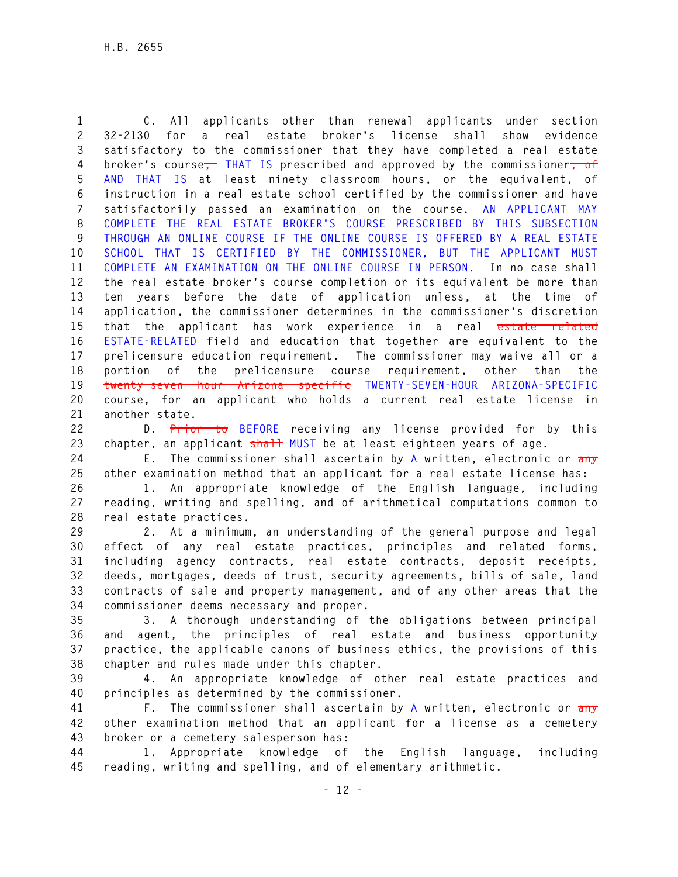C. All applicants other than renewal applicants under section 32-2130 for a real estate broker's license shall show evidence satisfactory to the commissioner that they have completed a real estate broker's course, THAT IS prescribed and approved by the commissioner, of AND THAT IS at least ninety classroom hours, or the equivalent, of instruction in a real estate school certified by the commissioner and have satisfactorily passed an examination on the course. AN APPLICANT MAY COMPLETE THE REAL ESTATE BROKER'S COURSE PRESCRIBED BY THIS SUBSECTION THROUGH AN ONLINE COURSE IF THE ONLINE COURSE IS OFFERED BY A REAL ESTATE SCHOOL THAT IS CERTIFIED BY THE COMMISSIONER, BUT THE APPLICANT MUST COMPLETE AN EXAMINATION ON THE ONLINE COURSE IN PERSON. In no case shall the real estate broker's course completion or its equivalent be more than ten years before the date of application unless, at the time of application, the commissioner determines in the commissioner's discretion that the applicant has work experience in a real ~~estate related~~ ESTATE-RELATED field and education that together are equivalent to the prelicensure education requirement. The commissioner may waive all or a portion of the prelicensure course requirement, other than the ~~twenty-seven hour Arizona specific~~ TWENTY-SEVEN-HOUR ARIZONA-SPECIFIC course, for an applicant who holds a current real estate license in another state.

D. ~~Prior to~~ BEFORE receiving any license provided for by this chapter, an applicant ~~shall~~ MUST be at least eighteen years of age.

E. The commissioner shall ascertain by A written, electronic or ~~any~~ other examination method that an applicant for a real estate license has:

1. An appropriate knowledge of the English language, including reading, writing and spelling, and of arithmetical computations common to real estate practices.

2. At a minimum, an understanding of the general purpose and legal effect of any real estate practices, principles and related forms, including agency contracts, real estate contracts, deposit receipts, deeds, mortgages, deeds of trust, security agreements, bills of sale, land contracts of sale and property management, and of any other areas that the commissioner deems necessary and proper.

3. A thorough understanding of the obligations between principal and agent, the principles of real estate and business opportunity practice, the applicable canons of business ethics, the provisions of this chapter and rules made under this chapter.

4. An appropriate knowledge of other real estate practices and principles as determined by the commissioner.

F. The commissioner shall ascertain by A written, electronic or ~~any~~ other examination method that an applicant for a license as a cemetery broker or a cemetery salesperson has:

1. Appropriate knowledge of the English language, including reading, writing and spelling, and of elementary arithmetic.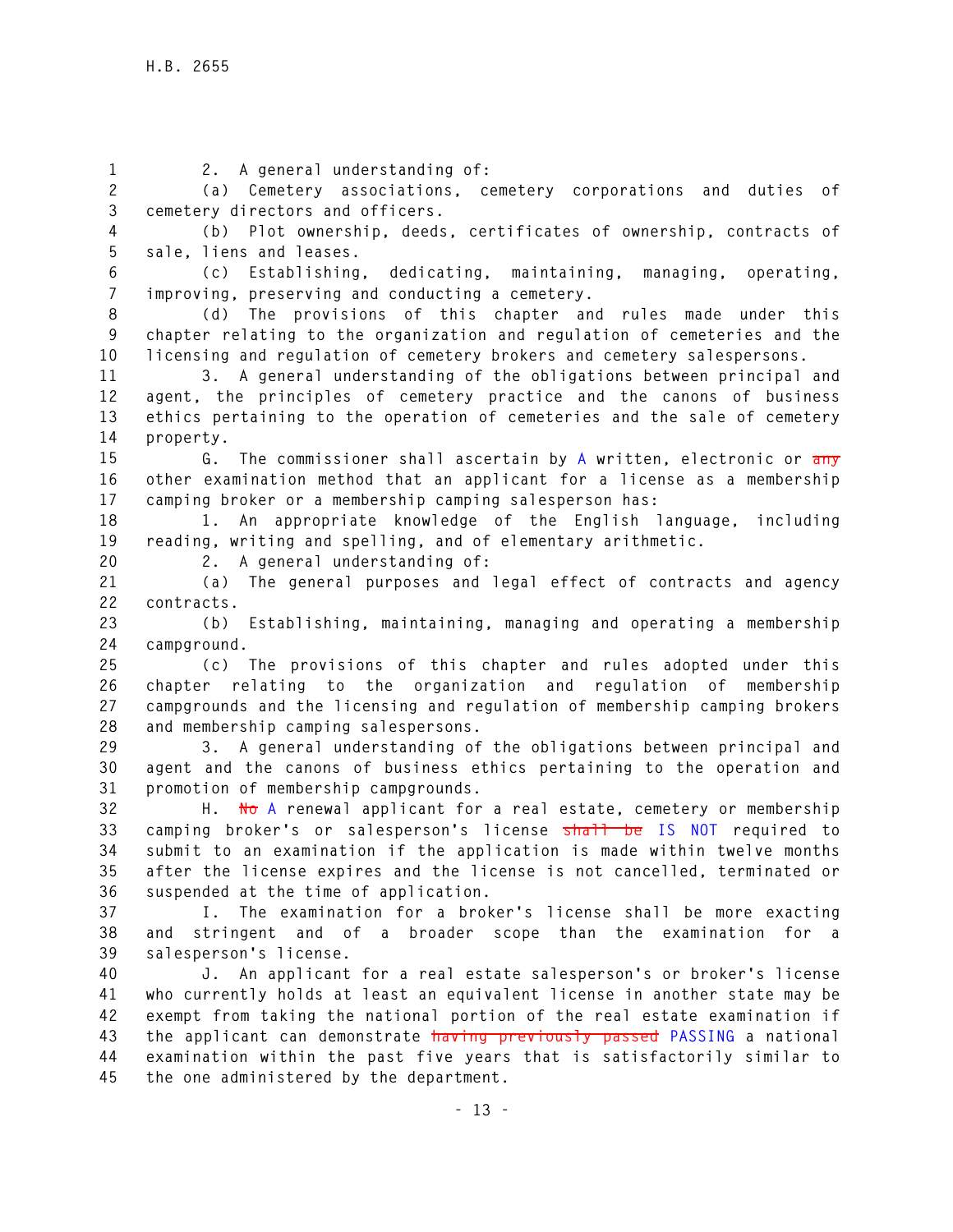2. A general understanding of:

(a) Cemetery associations, cemetery corporations and duties of cemetery directors and officers.

(b) Plot ownership, deeds, certificates of ownership, contracts of sale, liens and leases.

(c) Establishing, dedicating, maintaining, managing, operating, improving, preserving and conducting a cemetery.

(d) The provisions of this chapter and rules made under this chapter relating to the organization and regulation of cemeteries and the licensing and regulation of cemetery brokers and cemetery salespersons.

3. A general understanding of the obligations between principal and agent, the principles of cemetery practice and the canons of business ethics pertaining to the operation of cemeteries and the sale of cemetery property.

G. The commissioner shall ascertain by A written, electronic or ~~any~~ other examination method that an applicant for a license as a membership camping broker or a membership camping salesperson has:

1. An appropriate knowledge of the English language, including reading, writing and spelling, and of elementary arithmetic.

2. A general understanding of:

(a) The general purposes and legal effect of contracts and agency contracts.

(b) Establishing, maintaining, managing and operating a membership campground.

(c) The provisions of this chapter and rules adopted under this chapter relating to the organization and regulation of membership campgrounds and the licensing and regulation of membership camping brokers and membership camping salespersons.

3. A general understanding of the obligations between principal and agent and the canons of business ethics pertaining to the operation and promotion of membership campgrounds.

H. ~~No~~ A renewal applicant for a real estate, cemetery or membership camping broker's or salesperson's license ~~shall be~~ IS NOT required to submit to an examination if the application is made within twelve months after the license expires and the license is not cancelled, terminated or suspended at the time of application.

I. The examination for a broker's license shall be more exacting and stringent and of a broader scope than the examination for a salesperson's license.

J. An applicant for a real estate salesperson's or broker's license who currently holds at least an equivalent license in another state may be exempt from taking the national portion of the real estate examination if the applicant can demonstrate ~~having previously passed~~ PASSING a national examination within the past five years that is satisfactorily similar to the one administered by the department.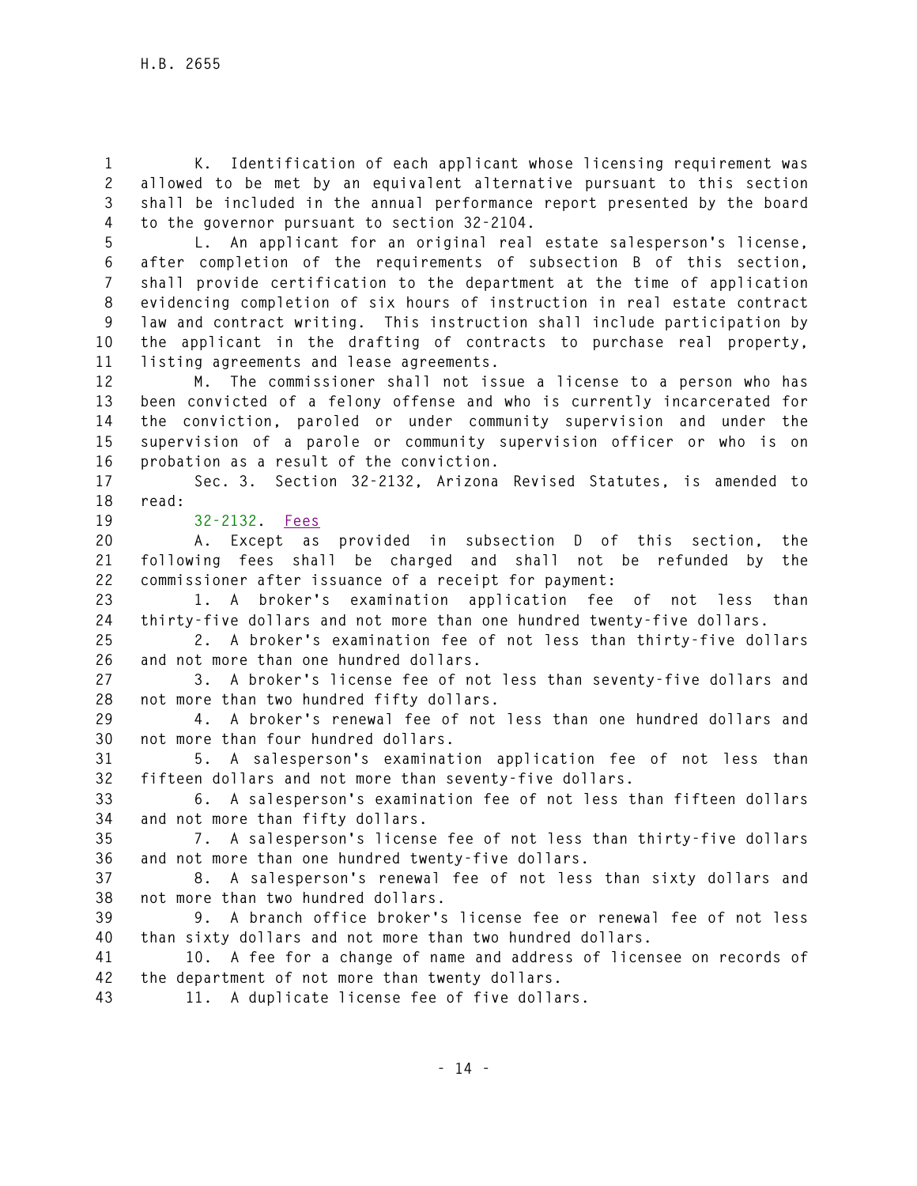K. Identification of each applicant whose licensing requirement was allowed to be met by an equivalent alternative pursuant to this section shall be included in the annual performance report presented by the board to the governor pursuant to section 32-2104.

L. An applicant for an original real estate salesperson's license, after completion of the requirements of subsection B of this section, shall provide certification to the department at the time of application evidencing completion of six hours of instruction in real estate contract law and contract writing. This instruction shall include participation by the applicant in the drafting of contracts to purchase real property, listing agreements and lease agreements.

M. The commissioner shall not issue a license to a person who has been convicted of a felony offense and who is currently incarcerated for the conviction, paroled or under community supervision and under the supervision of a parole or community supervision officer or who is on probation as a result of the conviction.

Sec. 3. Section 32-2132, Arizona Revised Statutes, is amended to read:

32-2132. Fees

A. Except as provided in subsection D of this section, the following fees shall be charged and shall not be refunded by the commissioner after issuance of a receipt for payment:

1. A broker's examination application fee of not less than thirty-five dollars and not more than one hundred twenty-five dollars.

2. A broker's examination fee of not less than thirty-five dollars and not more than one hundred dollars.

3. A broker's license fee of not less than seventy-five dollars and not more than two hundred fifty dollars.

4. A broker's renewal fee of not less than one hundred dollars and not more than four hundred dollars.

5. A salesperson's examination application fee of not less than fifteen dollars and not more than seventy-five dollars.

6. A salesperson's examination fee of not less than fifteen dollars and not more than fifty dollars.

7. A salesperson's license fee of not less than thirty-five dollars and not more than one hundred twenty-five dollars.

8. A salesperson's renewal fee of not less than sixty dollars and not more than two hundred dollars.

9. A branch office broker's license fee or renewal fee of not less than sixty dollars and not more than two hundred dollars.

10. A fee for a change of name and address of licensee on records of the department of not more than twenty dollars.

11. A duplicate license fee of five dollars.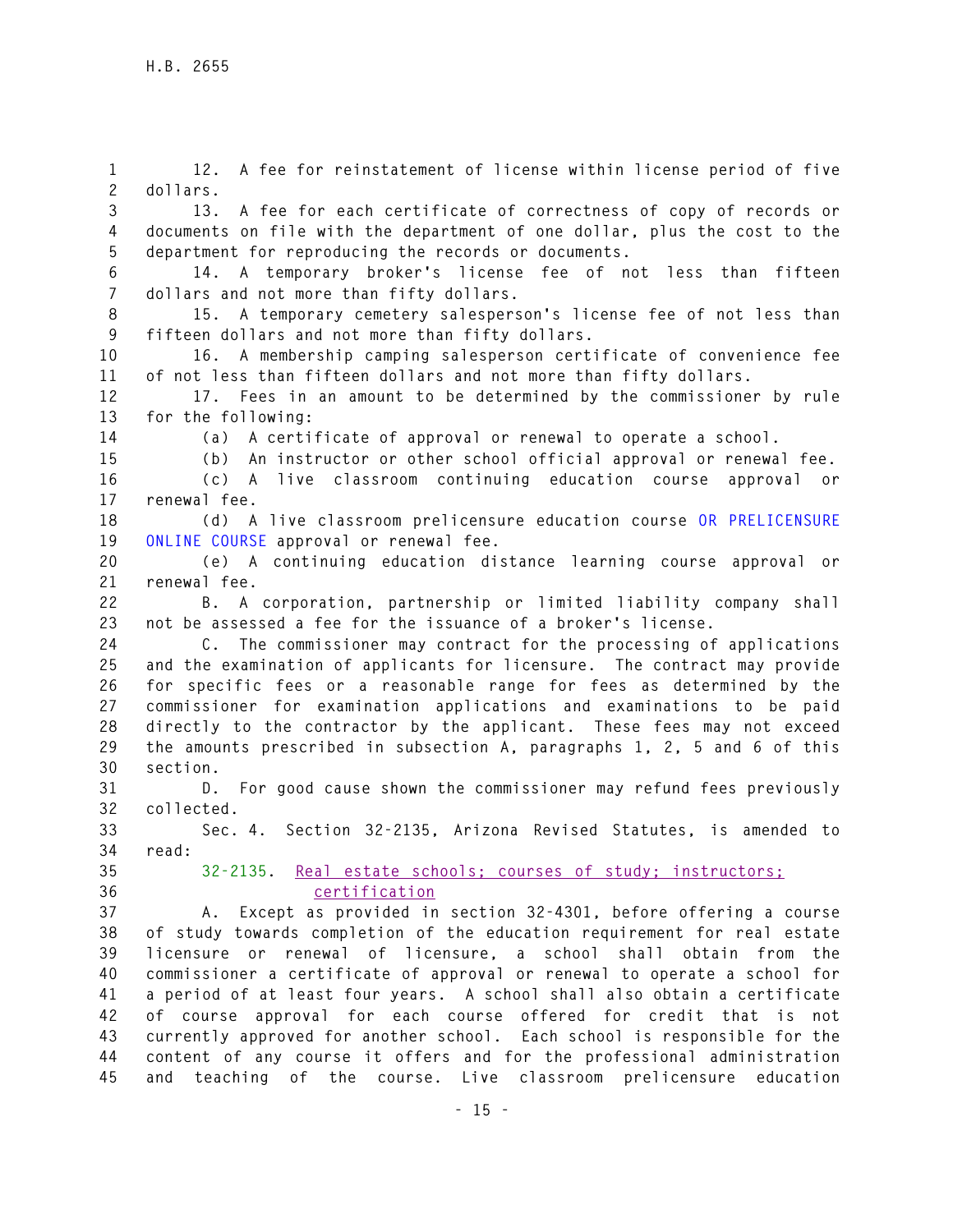12. A fee for reinstatement of license within license period of five dollars.

13. A fee for each certificate of correctness of copy of records or documents on file with the department of one dollar, plus the cost to the department for reproducing the records or documents.

14. A temporary broker's license fee of not less than fifteen dollars and not more than fifty dollars.

15. A temporary cemetery salesperson's license fee of not less than fifteen dollars and not more than fifty dollars.

16. A membership camping salesperson certificate of convenience fee of not less than fifteen dollars and not more than fifty dollars.

17. Fees in an amount to be determined by the commissioner by rule for the following:

(a) A certificate of approval or renewal to operate a school.

(b) An instructor or other school official approval or renewal fee.

(c) A live classroom continuing education course approval or renewal fee.

(d) A live classroom prelicensure education course OR PRELICENSURE ONLINE COURSE approval or renewal fee.

(e) A continuing education distance learning course approval or renewal fee.

B. A corporation, partnership or limited liability company shall not be assessed a fee for the issuance of a broker's license.

C. The commissioner may contract for the processing of applications and the examination of applicants for licensure. The contract may provide for specific fees or a reasonable range for fees as determined by the commissioner for examination applications and examinations to be paid directly to the contractor by the applicant. These fees may not exceed the amounts prescribed in subsection A, paragraphs 1, 2, 5 and 6 of this section.

D. For good cause shown the commissioner may refund fees previously collected.

Sec. 4. Section 32-2135, Arizona Revised Statutes, is amended to read:

32-2135. Real estate schools; courses of study; instructors; certification

A. Except as provided in section 32-4301, before offering a course of study towards completion of the education requirement for real estate licensure or renewal of licensure, a school shall obtain from the commissioner a certificate of approval or renewal to operate a school for a period of at least four years. A school shall also obtain a certificate of course approval for each course offered for credit that is not currently approved for another school. Each school is responsible for the content of any course it offers and for the professional administration and teaching of the course. Live classroom prelicensure education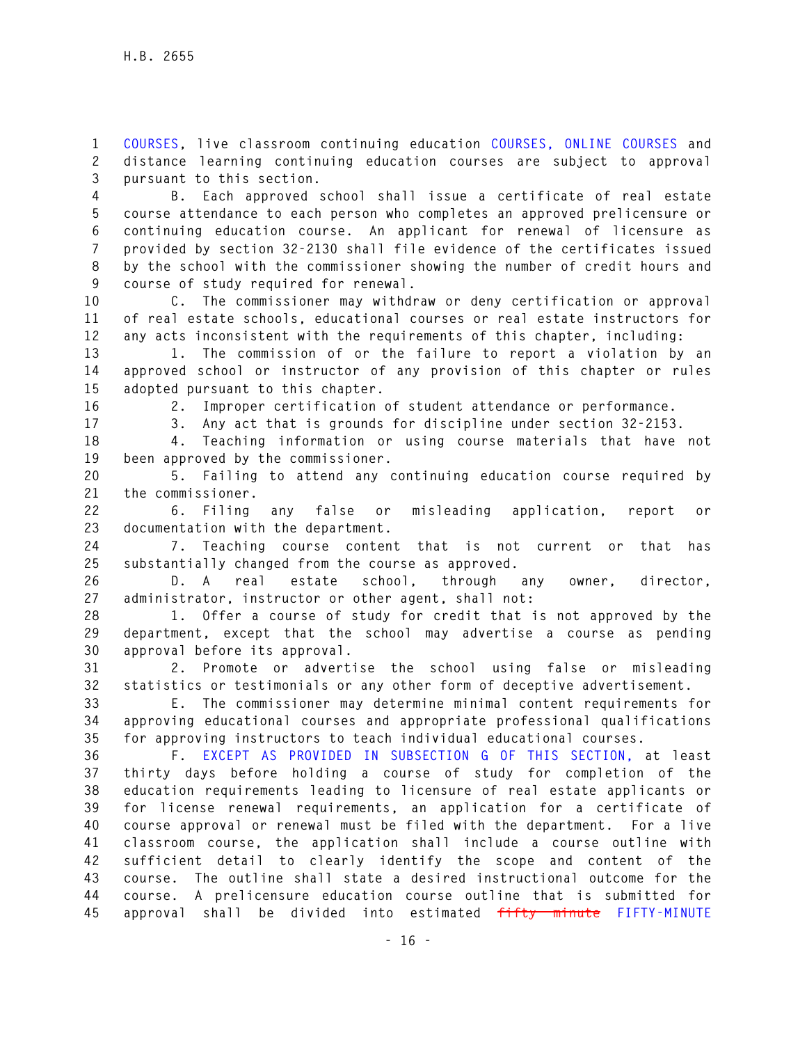COURSES, live classroom continuing education COURSES, ONLINE COURSES and distance learning continuing education courses are subject to approval pursuant to this section.

B. Each approved school shall issue a certificate of real estate course attendance to each person who completes an approved prelicensure or continuing education course. An applicant for renewal of licensure as provided by section 32-2130 shall file evidence of the certificates issued by the school with the commissioner showing the number of credit hours and course of study required for renewal.

C. The commissioner may withdraw or deny certification or approval of real estate schools, educational courses or real estate instructors for any acts inconsistent with the requirements of this chapter, including:

1. The commission of or the failure to report a violation by an approved school or instructor of any provision of this chapter or rules adopted pursuant to this chapter.

2. Improper certification of student attendance or performance.

3. Any act that is grounds for discipline under section 32-2153.

4. Teaching information or using course materials that have not been approved by the commissioner.

5. Failing to attend any continuing education course required by the commissioner.

6. Filing any false or misleading application, report or documentation with the department.

7. Teaching course content that is not current or that has substantially changed from the course as approved.

D. A real estate school, through any owner, director, administrator, instructor or other agent, shall not:

1. Offer a course of study for credit that is not approved by the department, except that the school may advertise a course as pending approval before its approval.

2. Promote or advertise the school using false or misleading statistics or testimonials or any other form of deceptive advertisement.

E. The commissioner may determine minimal content requirements for approving educational courses and appropriate professional qualifications for approving instructors to teach individual educational courses.

F. EXCEPT AS PROVIDED IN SUBSECTION G OF THIS SECTION, at least thirty days before holding a course of study for completion of the education requirements leading to licensure of real estate applicants or for license renewal requirements, an application for a certificate of course approval or renewal must be filed with the department. For a live classroom course, the application shall include a course outline with sufficient detail to clearly identify the scope and content of the course. The outline shall state a desired instructional outcome for the course. A prelicensure education course outline that is submitted for approval shall be divided into estimated ~~fifty minute~~ FIFTY-MINUTE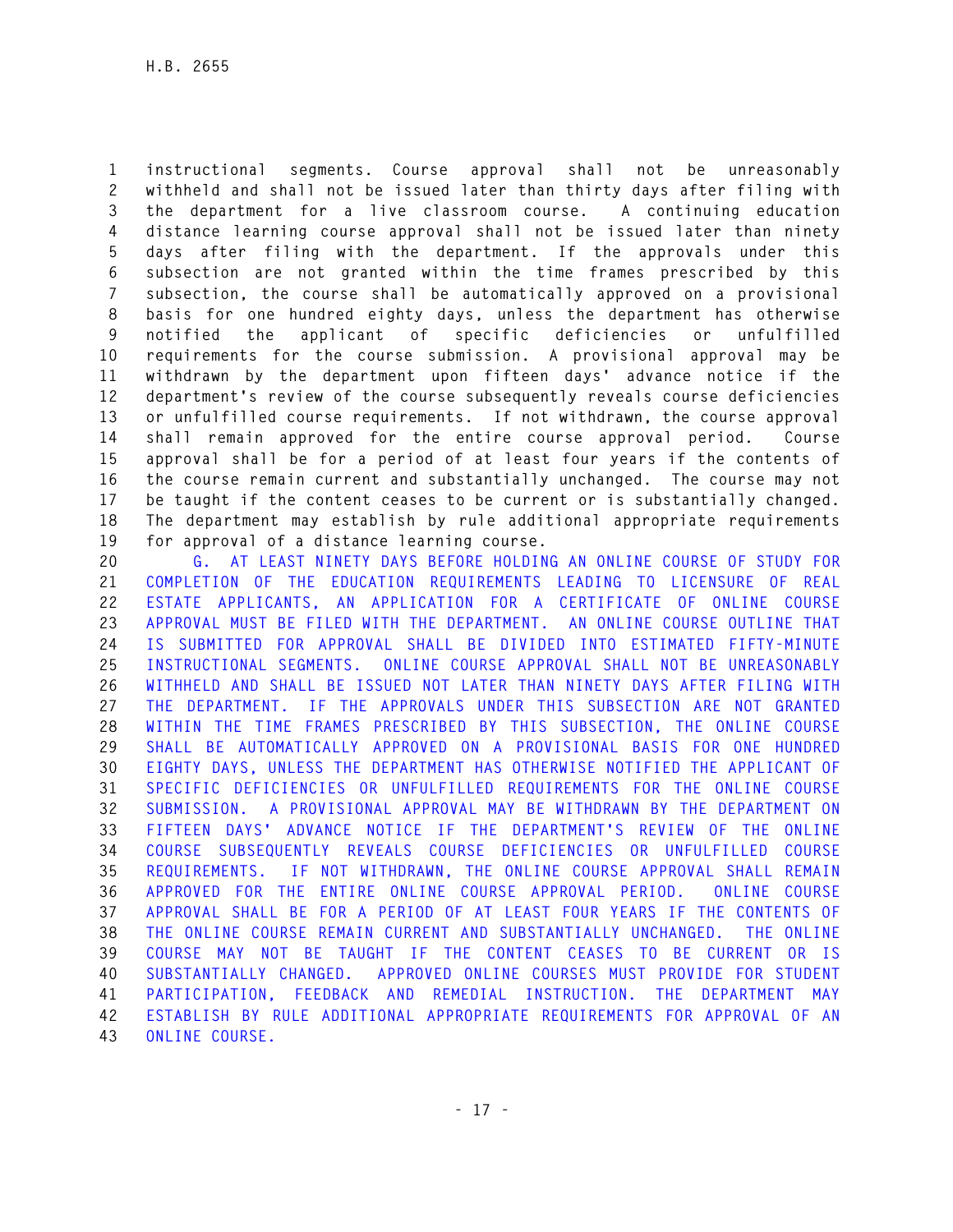instructional segments. Course approval shall not be unreasonably withheld and shall not be issued later than thirty days after filing with the department for a live classroom course. A continuing education distance learning course approval shall not be issued later than ninety days after filing with the department. If the approvals under this subsection are not granted within the time frames prescribed by this subsection, the course shall be automatically approved on a provisional basis for one hundred eighty days, unless the department has otherwise notified the applicant of specific deficiencies or unfulfilled requirements for the course submission. A provisional approval may be withdrawn by the department upon fifteen days' advance notice if the department's review of the course subsequently reveals course deficiencies or unfulfilled course requirements. If not withdrawn, the course approval shall remain approved for the entire course approval period. Course approval shall be for a period of at least four years if the contents of the course remain current and substantially unchanged. The course may not be taught if the content ceases to be current or is substantially changed. The department may establish by rule additional appropriate requirements for approval of a distance learning course.

G. AT LEAST NINETY DAYS BEFORE HOLDING AN ONLINE COURSE OF STUDY FOR COMPLETION OF THE EDUCATION REQUIREMENTS LEADING TO LICENSURE OF REAL ESTATE APPLICANTS, AN APPLICATION FOR A CERTIFICATE OF ONLINE COURSE APPROVAL MUST BE FILED WITH THE DEPARTMENT. AN ONLINE COURSE OUTLINE THAT IS SUBMITTED FOR APPROVAL SHALL BE DIVIDED INTO ESTIMATED FIFTY-MINUTE INSTRUCTIONAL SEGMENTS. ONLINE COURSE APPROVAL SHALL NOT BE UNREASONABLY WITHHELD AND SHALL BE ISSUED NOT LATER THAN NINETY DAYS AFTER FILING WITH THE DEPARTMENT. IF THE APPROVALS UNDER THIS SUBSECTION ARE NOT GRANTED WITHIN THE TIME FRAMES PRESCRIBED BY THIS SUBSECTION, THE ONLINE COURSE SHALL BE AUTOMATICALLY APPROVED ON A PROVISIONAL BASIS FOR ONE HUNDRED EIGHTY DAYS, UNLESS THE DEPARTMENT HAS OTHERWISE NOTIFIED THE APPLICANT OF SPECIFIC DEFICIENCIES OR UNFULFILLED REQUIREMENTS FOR THE ONLINE COURSE SUBMISSION. A PROVISIONAL APPROVAL MAY BE WITHDRAWN BY THE DEPARTMENT ON FIFTEEN DAYS' ADVANCE NOTICE IF THE DEPARTMENT'S REVIEW OF THE ONLINE COURSE SUBSEQUENTLY REVEALS COURSE DEFICIENCIES OR UNFULFILLED COURSE REQUIREMENTS. IF NOT WITHDRAWN, THE ONLINE COURSE APPROVAL SHALL REMAIN APPROVED FOR THE ENTIRE ONLINE COURSE APPROVAL PERIOD. ONLINE COURSE APPROVAL SHALL BE FOR A PERIOD OF AT LEAST FOUR YEARS IF THE CONTENTS OF THE ONLINE COURSE REMAIN CURRENT AND SUBSTANTIALLY UNCHANGED. THE ONLINE COURSE MAY NOT BE TAUGHT IF THE CONTENT CEASES TO BE CURRENT OR IS SUBSTANTIALLY CHANGED. APPROVED ONLINE COURSES MUST PROVIDE FOR STUDENT PARTICIPATION, FEEDBACK AND REMEDIAL INSTRUCTION. THE DEPARTMENT MAY ESTABLISH BY RULE ADDITIONAL APPROPRIATE REQUIREMENTS FOR APPROVAL OF AN ONLINE COURSE.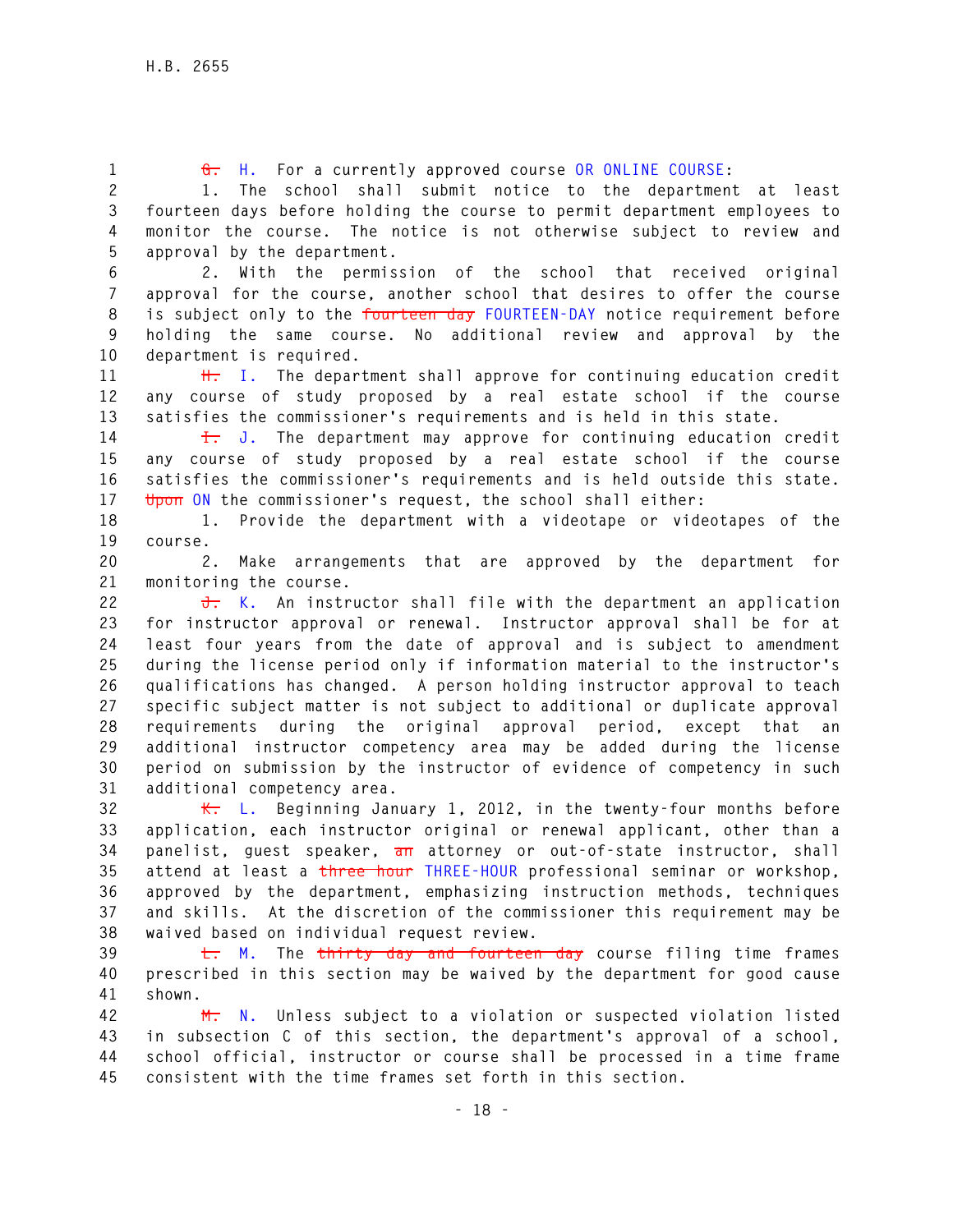~~G.~~ H. For a currently approved course OR ONLINE COURSE:

1. The school shall submit notice to the department at least fourteen days before holding the course to permit department employees to monitor the course. The notice is not otherwise subject to review and approval by the department.

2. With the permission of the school that received original approval for the course, another school that desires to offer the course is subject only to the ~~fourteen day~~ FOURTEEN-DAY notice requirement before holding the same course. No additional review and approval by the department is required.

~~H.~~ I. The department shall approve for continuing education credit any course of study proposed by a real estate school if the course satisfies the commissioner's requirements and is held in this state.

~~I.~~ J. The department may approve for continuing education credit any course of study proposed by a real estate school if the course satisfies the commissioner's requirements and is held outside this state. ~~Upon~~ ON the commissioner's request, the school shall either:

1. Provide the department with a videotape or videotapes of the course.

2. Make arrangements that are approved by the department for monitoring the course.

~~J.~~ K. An instructor shall file with the department an application for instructor approval or renewal. Instructor approval shall be for at least four years from the date of approval and is subject to amendment during the license period only if information material to the instructor's qualifications has changed. A person holding instructor approval to teach specific subject matter is not subject to additional or duplicate approval requirements during the original approval period, except that an additional instructor competency area may be added during the license period on submission by the instructor of evidence of competency in such additional competency area.

~~K.~~ L. Beginning January 1, 2012, in the twenty-four months before application, each instructor original or renewal applicant, other than a panelist, guest speaker, ~~an~~ attorney or out-of-state instructor, shall attend at least a ~~three hour~~ THREE-HOUR professional seminar or workshop, approved by the department, emphasizing instruction methods, techniques and skills. At the discretion of the commissioner this requirement may be waived based on individual request review.

~~L.~~ M. The ~~thirty day and fourteen day~~ course filing time frames prescribed in this section may be waived by the department for good cause shown.

~~M.~~ N. Unless subject to a violation or suspected violation listed in subsection C of this section, the department's approval of a school, school official, instructor or course shall be processed in a time frame consistent with the time frames set forth in this section.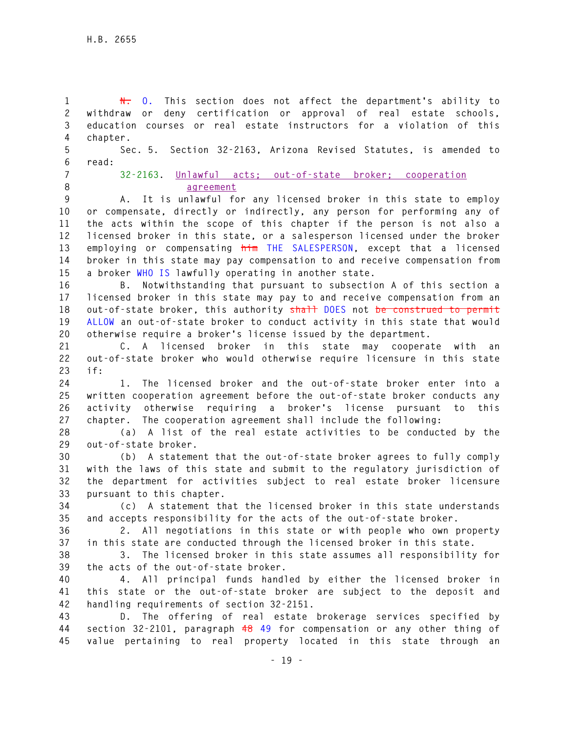~~N.~~ O. This section does not affect the department's ability to withdraw or deny certification or approval of real estate schools, education courses or real estate instructors for a violation of this chapter.

Sec. 5. Section 32-2163, Arizona Revised Statutes, is amended to read:

32-2163. Unlawful acts; out-of-state broker; cooperation agreement

A. It is unlawful for any licensed broker in this state to employ or compensate, directly or indirectly, any person for performing any of the acts within the scope of this chapter if the person is not also a licensed broker in this state, or a salesperson licensed under the broker employing or compensating ~~him~~ THE SALESPERSON, except that a licensed broker in this state may pay compensation to and receive compensation from a broker WHO IS lawfully operating in another state.

B. Notwithstanding that pursuant to subsection A of this section a licensed broker in this state may pay to and receive compensation from an out-of-state broker, this authority ~~shall~~ DOES not ~~be construed to permit~~ ALLOW an out-of-state broker to conduct activity in this state that would otherwise require a broker's license issued by the department.

C. A licensed broker in this state may cooperate with an out-of-state broker who would otherwise require licensure in this state if:

1. The licensed broker and the out-of-state broker enter into a written cooperation agreement before the out-of-state broker conducts any activity otherwise requiring a broker's license pursuant to this chapter. The cooperation agreement shall include the following:

(a) A list of the real estate activities to be conducted by the out-of-state broker.

(b) A statement that the out-of-state broker agrees to fully comply with the laws of this state and submit to the regulatory jurisdiction of the department for activities subject to real estate broker licensure pursuant to this chapter.

(c) A statement that the licensed broker in this state understands and accepts responsibility for the acts of the out-of-state broker.

2. All negotiations in this state or with people who own property in this state are conducted through the licensed broker in this state.

3. The licensed broker in this state assumes all responsibility for the acts of the out-of-state broker.

4. All principal funds handled by either the licensed broker in this state or the out-of-state broker are subject to the deposit and handling requirements of section 32-2151.

D. The offering of real estate brokerage services specified by section 32-2101, paragraph ~~48~~ 49 for compensation or any other thing of value pertaining to real property located in this state through an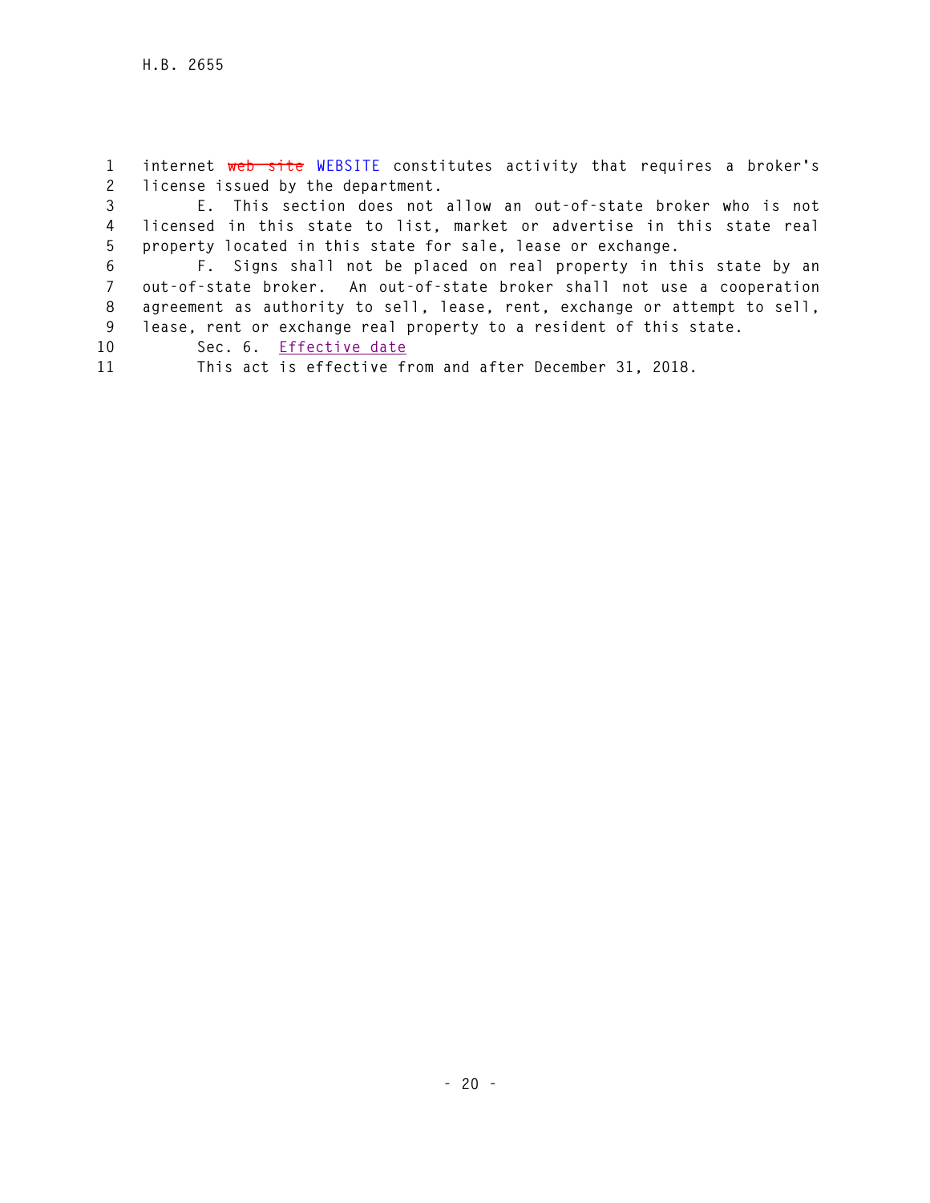internet ~~web site~~ WEBSITE constitutes activity that requires a broker's license issued by the department.

E. This section does not allow an out-of-state broker who is not licensed in this state to list, market or advertise in this state real property located in this state for sale, lease or exchange.

F. Signs shall not be placed on real property in this state by an out-of-state broker. An out-of-state broker shall not use a cooperation agreement as authority to sell, lease, rent, exchange or attempt to sell, lease, rent or exchange real property to a resident of this state.

Sec. 6. Effective date

This act is effective from and after December 31, 2018.